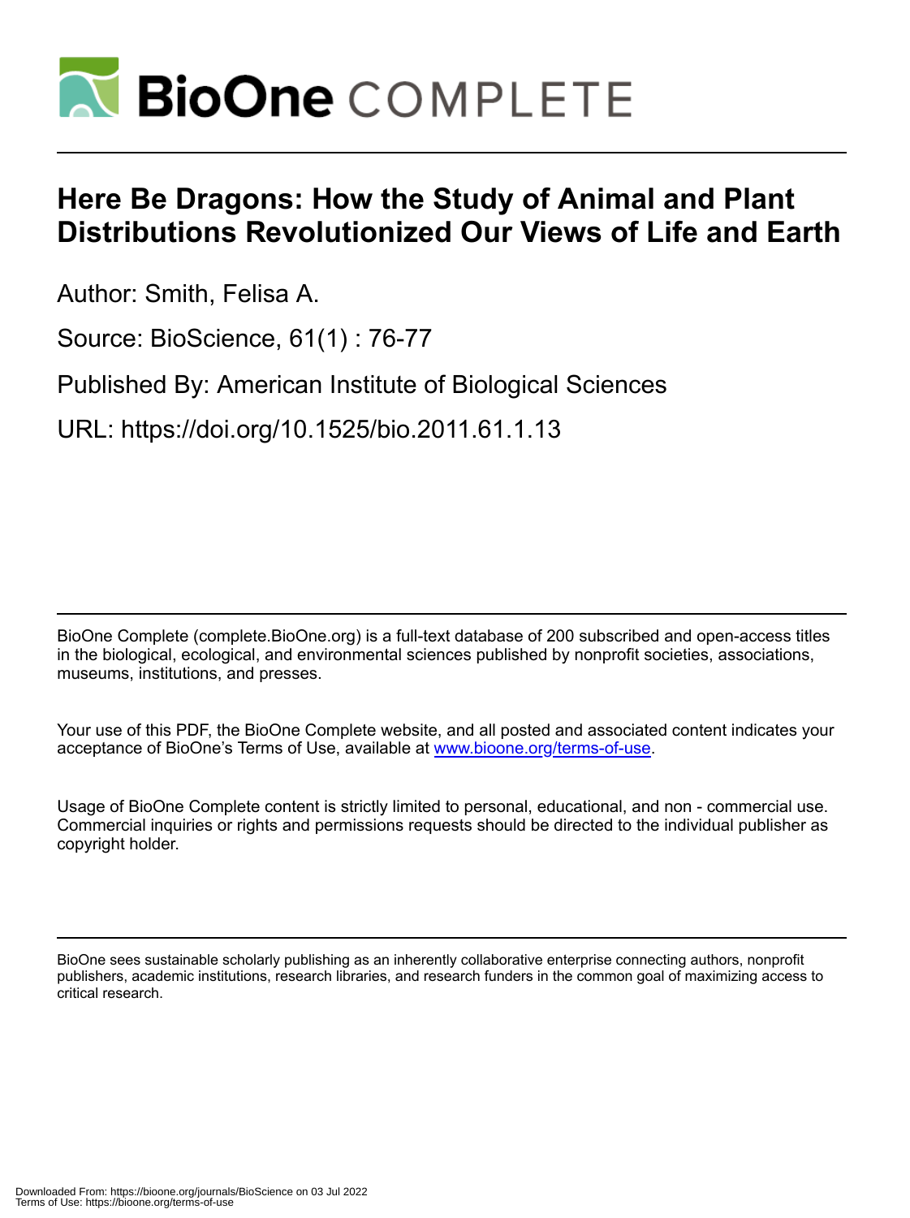# Here Be Dragons: How the Study of Animal and Plant Distributions Revolutionized Our Views of Life and Earth

Author: Smith, Felisa A.

Source: BioScience, 61(1) : 76-77

Published By: American Institute of Biological Sciences

URL: https://doi.org/10.1525/bio.2011.61.1.13

BioOne Complete (complete.BioOne.org) is a full-text database of 200 subscribed and open-access titles in the biological, ecological, and environmental sciences published by nonprofit societies, associations, museums, institutions, and presses.

Your use of this PDF, the BioOne Complete website, and all posted and associated content indicates your acceptance of BioOne's Terms of Use, available at www.bioone.org/terms-of-use.

Usage of BioOne Complete content is strictly limited to personal, educational, and non - commercial use. Commercial inquiries or rights and permissions requests should be directed to the individual publisher as copyright holder.

BioOne sees sustainable scholarly publishing as an inherently collaborative enterprise connecting authors, nonprofit publishers, academic institutions, research libraries, and research funders in the common goal of maximizing access to critical research.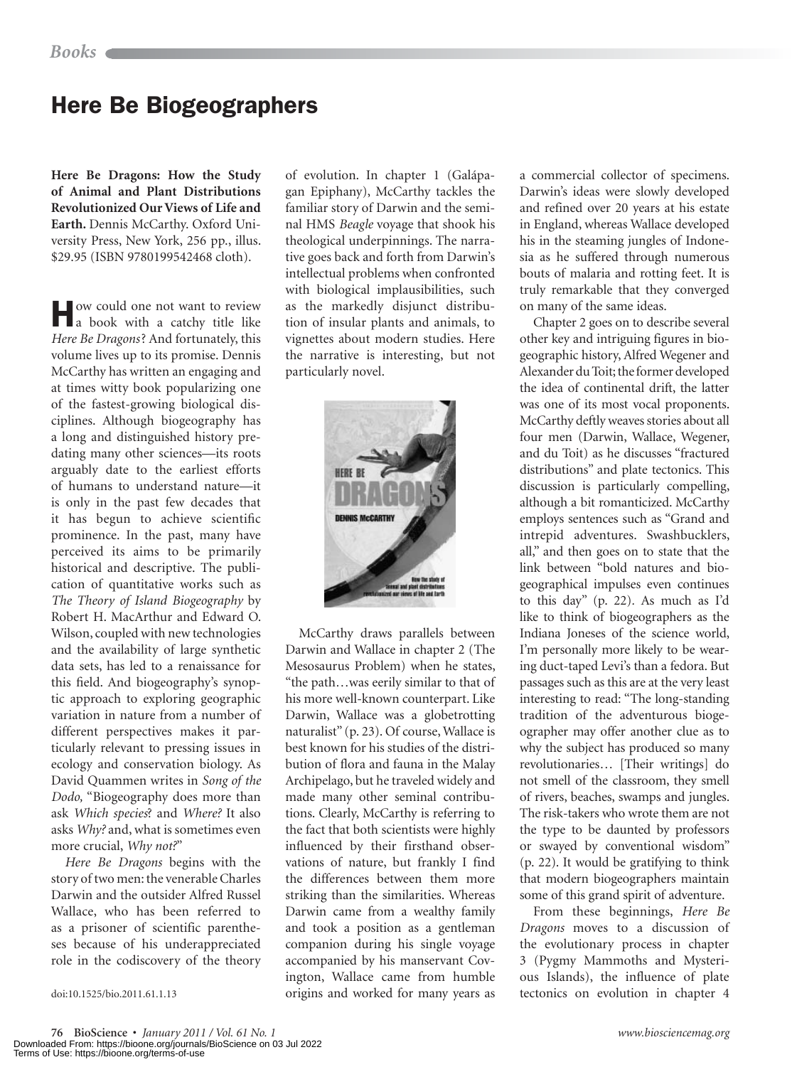*Books*

# Here Be Biogeographers

**Here Be Dragons: How the Study of Animal and Plant Distributions Revolutionized Our Views of Life and Earth.** Dennis McCarthy. Oxford University Press, New York, 256 pp., illus. $29.95 (ISBN 9780199542468 cloth).

How could one not want to review a book with a catchy title like *Here Be Dragons*? And fortunately, this volume lives up to its promise. Dennis McCarthy has written an engaging and at times witty book popularizing one of the fastest-growing biological disciplines. Although biogeography has a long and distinguished history predating many other sciences—its roots arguably date to the earliest efforts of humans to understand nature—it is only in the past few decades that it has begun to achieve scientific prominence. In the past, many have perceived its aims to be primarily historical and descriptive. The publication of quantitative works such as *The Theory of Island Biogeography* by Robert H. MacArthur and Edward O. Wilson, coupled with new technologies and the availability of large synthetic data sets, has led to a renaissance for this field. And biogeography's synoptic approach to exploring geographic variation in nature from a number of different perspectives makes it particularly relevant to pressing issues in ecology and conservation biology. As David Quammen writes in *Song of the Dodo,* "Biogeography does more than ask *Which species*? and *Where?* It also asks *Why?* and, what is sometimes even more crucial, *Why not?*"

*Here Be Dragons* begins with the story of two men: the venerable Charles Darwin and the outsider Alfred Russel Wallace, who has been referred to as a prisoner of scientific parentheses because of his underappreciated role in the codiscovery of the theory of evolution. In chapter 1 (Galápagan Epiphany), McCarthy tackles the familiar story of Darwin and the seminal HMS *Beagle* voyage that shook his theological underpinnings. The narrative goes back and forth from Darwin's intellectual problems when confronted with biological implausibilities, such as the markedly disjunct distribution of insular plants and animals, to vignettes about modern studies. Here the narrative is interesting, but not particularly novel.

McCarthy draws parallels between Darwin and Wallace in chapter 2 (The Mesosaurus Problem) when he states, "the path…was eerily similar to that of his more well-known counterpart. Like Darwin, Wallace was a globetrotting naturalist" (p. 23). Of course, Wallace is best known for his studies of the distribution of flora and fauna in the Malay Archipelago, but he traveled widely and made many other seminal contributions. Clearly, McCarthy is referring to the fact that both scientists were highly influenced by their firsthand observations of nature, but frankly I find the differences between them more striking than the similarities. Whereas Darwin came from a wealthy family and took a position as a gentleman companion during his single voyage accompanied by his manservant Covington, Wallace came from humble origins and worked for many years as a commercial collector of specimens. Darwin's ideas were slowly developed and refined over 20 years at his estate in England, whereas Wallace developed his in the steaming jungles of Indonesia as he suffered through numerous bouts of malaria and rotting feet. It is truly remarkable that they converged on many of the same ideas.

Chapter 2 goes on to describe several other key and intriguing figures in biogeographic history, Alfred Wegener and Alexander du Toit; the former developed the idea of continental drift, the latter was one of its most vocal proponents. McCarthy deftly weaves stories about all four men (Darwin, Wallace, Wegener, and du Toit) as he discusses "fractured distributions" and plate tectonics. This discussion is particularly compelling, although a bit romanticized. McCarthy employs sentences such as "Grand and intrepid adventures. Swashbucklers, all," and then goes on to state that the link between "bold natures and biogeographical impulses even continues to this day" (p. 22). As much as I'd like to think of biogeographers as the Indiana Joneses of the science world, I'm personally more likely to be wearing duct-taped Levi's than a fedora. But passages such as this are at the very least interesting to read: "The long-standing tradition of the adventurous biogeographer may offer another clue as to why the subject has produced so many revolutionaries… [Their writings] do not smell of the classroom, they smell of rivers, beaches, swamps and jungles. The risk-takers who wrote them are not the type to be daunted by professors or swayed by conventional wisdom" (p. 22). It would be gratifying to think that modern biogeographers maintain some of this grand spirit of adventure.

From these beginnings, *Here Be Dragons* moves to a discussion of the evolutionary process in chapter 3 (Pygmy Mammoths and Mysterious Islands), the influence of plate tectonics on evolution in chapter 4

doi:10.1525/bio.2011.61.1.13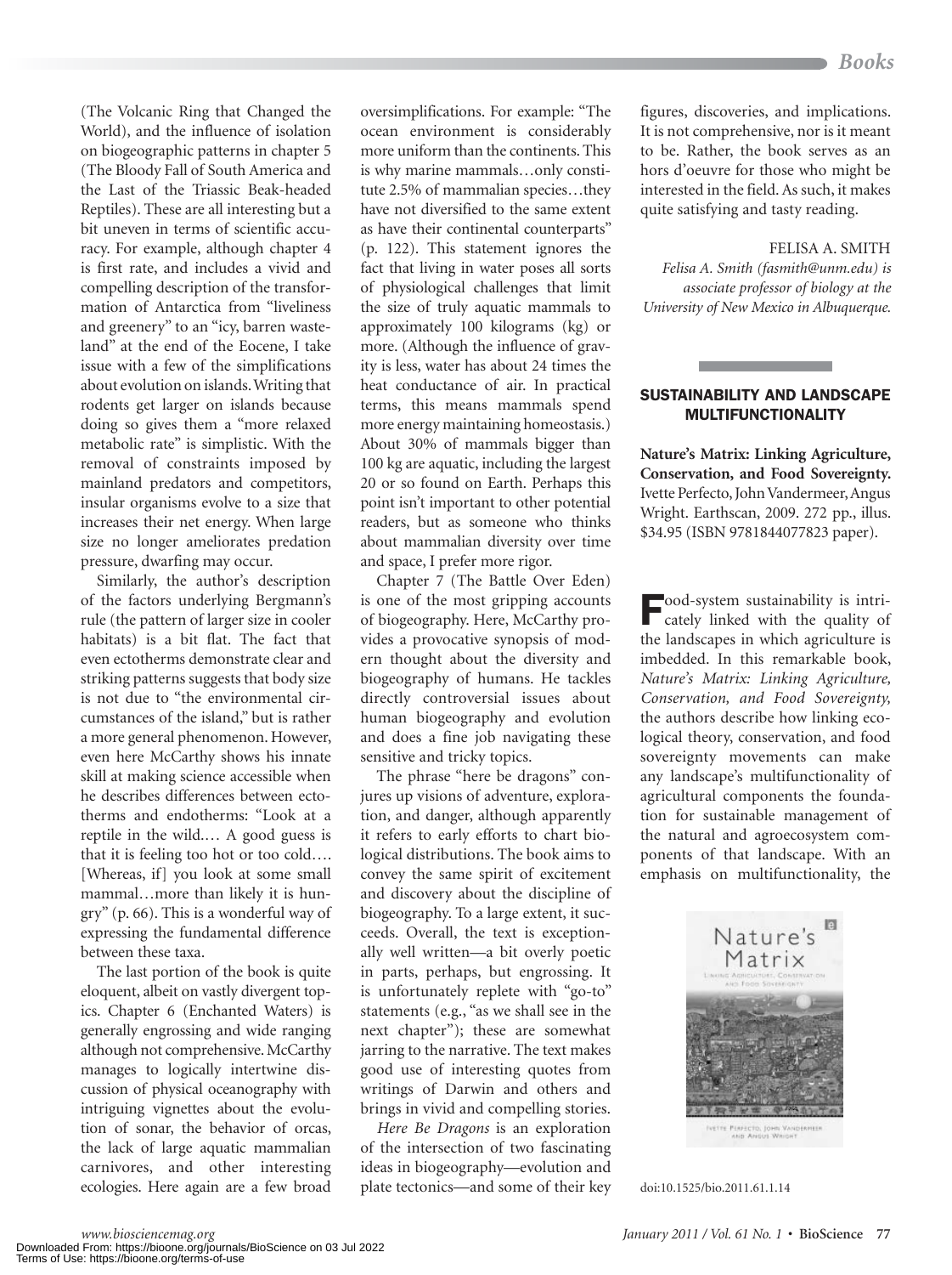(The Volcanic Ring that Changed the World), and the influence of isolation on biogeographic patterns in chapter 5 (The Bloody Fall of South America and the Last of the Triassic Beak-headed Reptiles). These are all interesting but a bit uneven in terms of scientific accuracy. For example, although chapter 4 is first rate, and includes a vivid and compelling description of the transformation of Antarctica from "liveliness and greenery" to an "icy, barren wasteland" at the end of the Eocene, I take issue with a few of the simplifications about evolution on islands. Writing that rodents get larger on islands because doing so gives them a "more relaxed metabolic rate" is simplistic. With the removal of constraints imposed by mainland predators and competitors, insular organisms evolve to a size that increases their net energy. When large size no longer ameliorates predation pressure, dwarfing may occur.

Similarly, the author's description of the factors underlying Bergmann's rule (the pattern of larger size in cooler habitats) is a bit flat. The fact that even ectotherms demonstrate clear and striking patterns suggests that body size is not due to "the environmental circumstances of the island," but is rather a more general phenomenon. However, even here McCarthy shows his innate skill at making science accessible when he describes differences between ectotherms and endotherms: "Look at a reptile in the wild.… A good guess is that it is feeling too hot or too cold…. [Whereas, if] you look at some small mammal…more than likely it is hungry" (p. 66). This is a wonderful way of expressing the fundamental difference between these taxa.

The last portion of the book is quite eloquent, albeit on vastly divergent topics. Chapter 6 (Enchanted Waters) is generally engrossing and wide ranging although not comprehensive. McCarthy manages to logically intertwine discussion of physical oceanography with intriguing vignettes about the evolution of sonar, the behavior of orcas, the lack of large aquatic mammalian carnivores, and other interesting ecologies. Here again are a few broad oversimplifications. For example: "The ocean environment is considerably more uniform than the continents. This is why marine mammals…only constitute 2.5% of mammalian species…they have not diversified to the same extent as have their continental counterparts" (p. 122). This statement ignores the fact that living in water poses all sorts of physiological challenges that limit the size of truly aquatic mammals to approximately 100 kilograms (kg) or more. (Although the influence of gravity is less, water has about 24 times the heat conductance of air. In practical terms, this means mammals spend more energy maintaining homeostasis.) About 30% of mammals bigger than 100 kg are aquatic, including the largest 20 or so found on Earth. Perhaps this point isn't important to other potential readers, but as someone who thinks about mammalian diversity over time and space, I prefer more rigor.

Chapter 7 (The Battle Over Eden) is one of the most gripping accounts of biogeography. Here, McCarthy provides a provocative synopsis of modern thought about the diversity and biogeography of humans. He tackles directly controversial issues about human biogeography and evolution and does a fine job navigating these sensitive and tricky topics.

The phrase "here be dragons" conjures up visions of adventure, exploration, and danger, although apparently it refers to early efforts to chart biological distributions. The book aims to convey the same spirit of excitement and discovery about the discipline of biogeography. To a large extent, it succeeds. Overall, the text is exceptionally well written—a bit overly poetic in parts, perhaps, but engrossing. It is unfortunately replete with "go-to" statements (e.g., "as we shall see in the next chapter"); these are somewhat jarring to the narrative. The text makes good use of interesting quotes from writings of Darwin and others and brings in vivid and compelling stories.

*Here Be Dragons* is an exploration of the intersection of two fascinating ideas in biogeography—evolution and plate tectonics—and some of their key figures, discoveries, and implications. It is not comprehensive, nor is it meant to be. Rather, the book serves as an hors d'oeuvre for those who might be interested in the field. As such, it makes quite satisfying and tasty reading.

FELISA A. SMITH

*Felisa A. Smith (fasmith@unm.edu) is associate professor of biology at the University of New Mexico in Albuquerque.*

## SUSTAINABILITY AND LANDSCAPE MULTIFUNCTIONALITY

**Nature's Matrix: Linking Agriculture, Conservation, and Food Sovereignty.** Ivette Perfecto, John Vandermeer, Angus Wright. Earthscan, 2009. 272 pp., illus. $34.95 (ISBN 9781844077823 paper).

Food-system sustainability is intricately linked with the quality of the landscapes in which agriculture is imbedded. In this remarkable book, *Nature's Matrix: Linking Agriculture, Conservation, and Food Sovereignty,* the authors describe how linking ecological theory, conservation, and food sovereignty movements can make any landscape's multifunctionality of agricultural components the foundation for sustainable management of the natural and agroecosystem components of that landscape. With an emphasis on multifunctionality, the

doi:10.1525/bio.2011.61.1.14